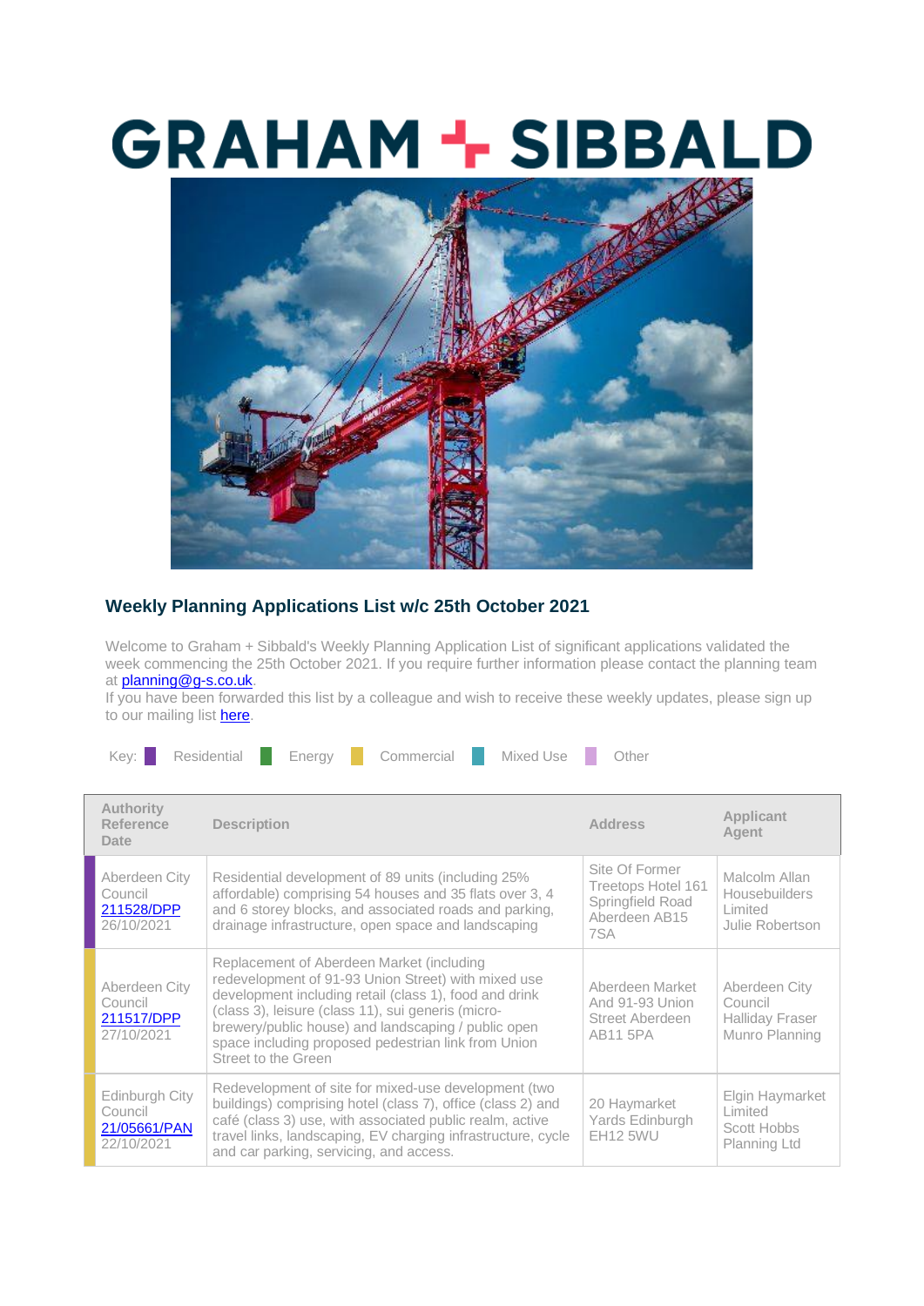# GRAHAM + SIBBALD

## Weekly Planning Applications List w/c 25th October 2021

Welcome to Graham + Sibbald's Weekly Planning Application List of significant applications validated the week commencing the 25th October 2021. If you require further information please contact the planning team at planning@g-s.co.uk.

If you have been forwarded this list by a colleague and wish to receive these weekly updates, please sign up to our mailing list here.

Key: Residential | Energy | Commercial | Mixed Use | Other

| Authority Reference Date | Description | Address | Applicant Agent |
|---|---|---|---|
| Aberdeen City Council 211528/DPP 26/10/2021 | Residential development of 89 units (including 25% affordable) comprising 54 houses and 35 flats over 3, 4 and 6 storey blocks, and associated roads and parking, drainage infrastructure, open space and landscaping | Site Of Former Treetops Hotel 161 Springfield Road Aberdeen AB15 7SA | Malcolm Allan Housebuilders Limited Julie Robertson |
| Aberdeen City Council 211517/DPP 27/10/2021 | Replacement of Aberdeen Market (including redevelopment of 91-93 Union Street) with mixed use development including retail (class 1), food and drink (class 3), leisure (class 11), sui generis (micro-brewery/public house) and landscaping / public open space including proposed pedestrian link from Union Street to the Green | Aberdeen Market And 91-93 Union Street Aberdeen AB11 5PA | Aberdeen City Council Halliday Fraser Munro Planning |
| Edinburgh City Council 21/05661/PAN 22/10/2021 | Redevelopment of site for mixed-use development (two buildings) comprising hotel (class 7), office (class 2) and café (class 3) use, with associated public realm, active travel links, landscaping, EV charging infrastructure, cycle and car parking, servicing, and access. | 20 Haymarket Yards Edinburgh EH12 5WU | Elgin Haymarket Limited Scott Hobbs Planning Ltd |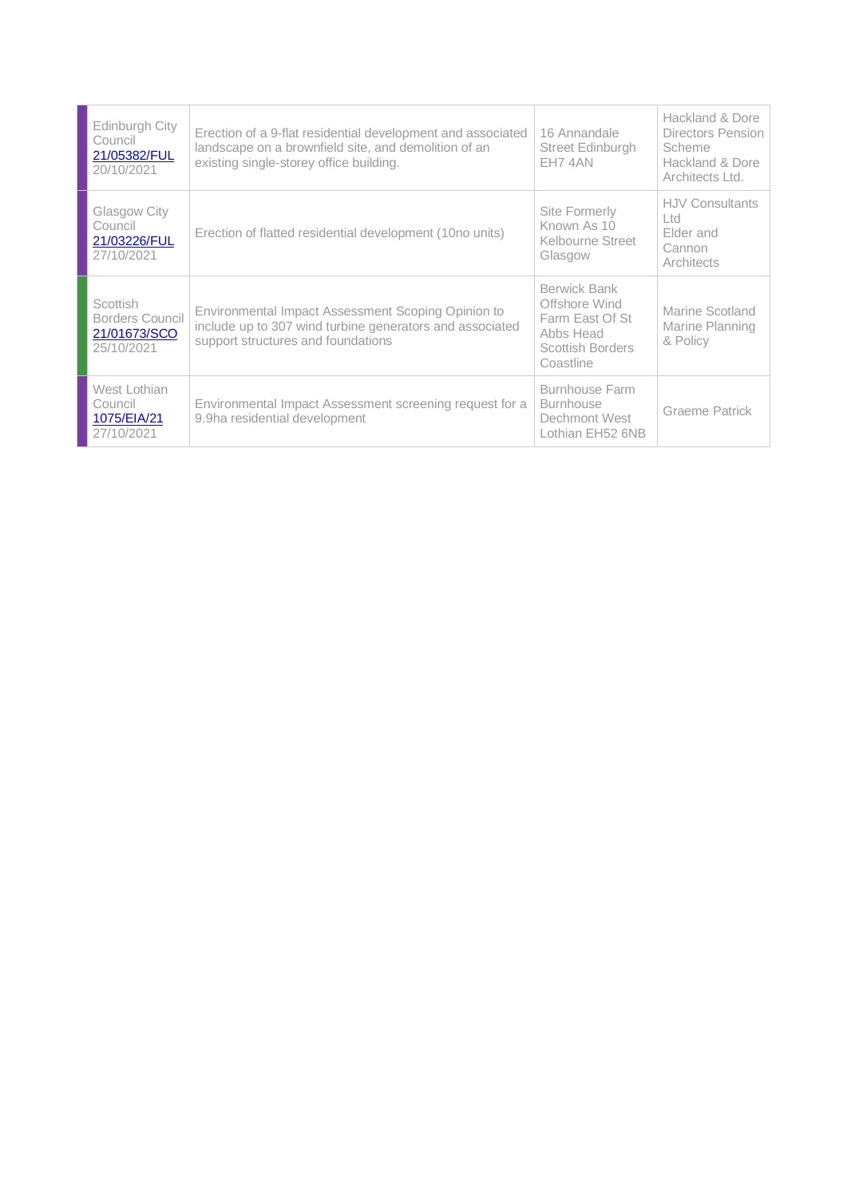| | | | |
|---|---|---|---|
| Edinburgh City Council 21/05382/FUL 20/10/2021 | Erection of a 9-flat residential development and associated landscape on a brownfield site, and demolition of an existing single-storey office building. | 16 Annandale Street Edinburgh EH7 4AN | Hackland & Dore Directors Pension Scheme Hackland & Dore Architects Ltd. |
| Glasgow City Council 21/03226/FUL 27/10/2021 | Erection of flatted residential development (10no units) | Site Formerly Known As 10 Kelbourne Street Glasgow | HJV Consultants Ltd Elder and Cannon Architects |
| Scottish Borders Council 21/01673/SCO 25/10/2021 | Environmental Impact Assessment Scoping Opinion to include up to 307 wind turbine generators and associated support structures and foundations | Berwick Bank Offshore Wind Farm East Of St Abbs Head Scottish Borders Coastline | Marine Scotland Marine Planning & Policy |
| West Lothian Council 1075/EIA/21 27/10/2021 | Environmental Impact Assessment screening request for a 9.9ha residential development | Burnhouse Farm Burnhouse Dechmont West Lothian EH52 6NB | Graeme Patrick |